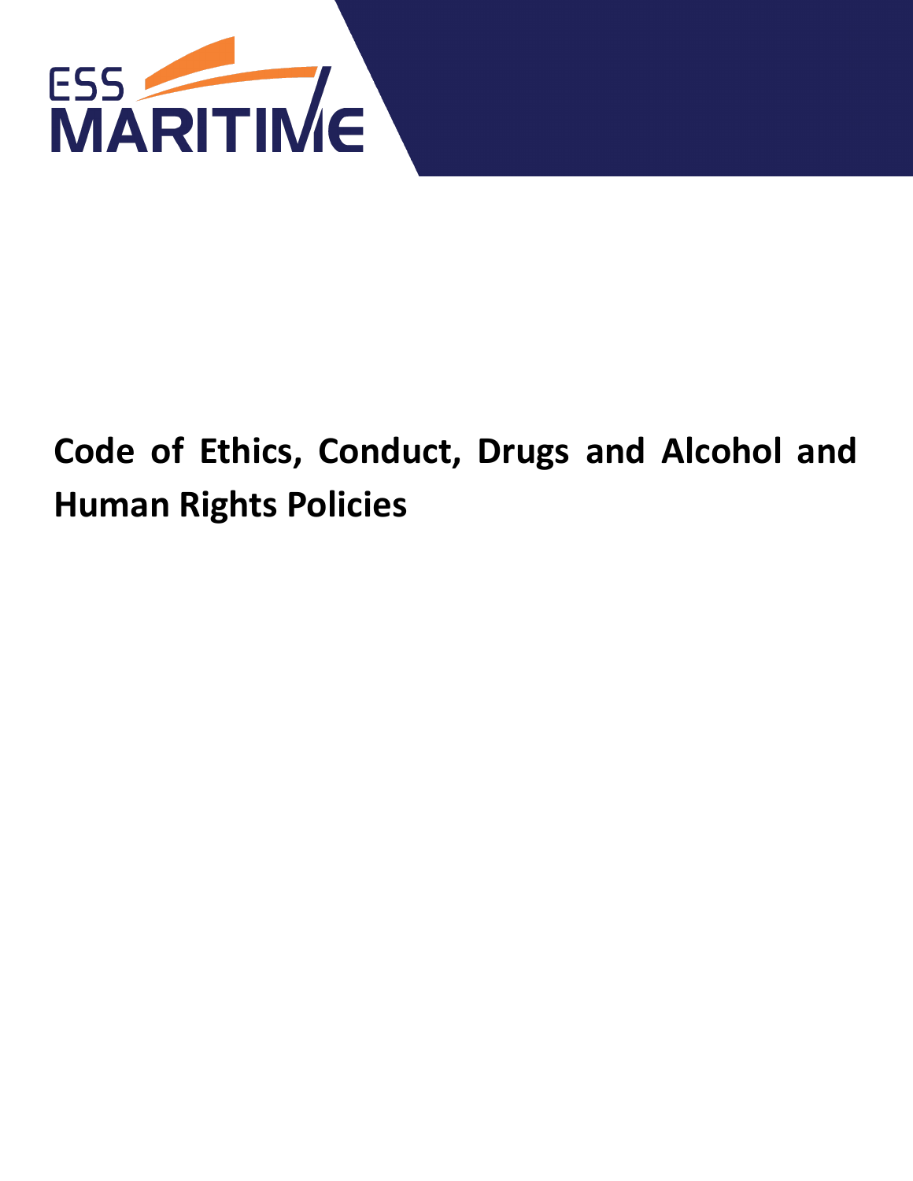ESS MARITIME

# Code of Ethics, Conduct, Drugs and Alcohol and Human Rights Policies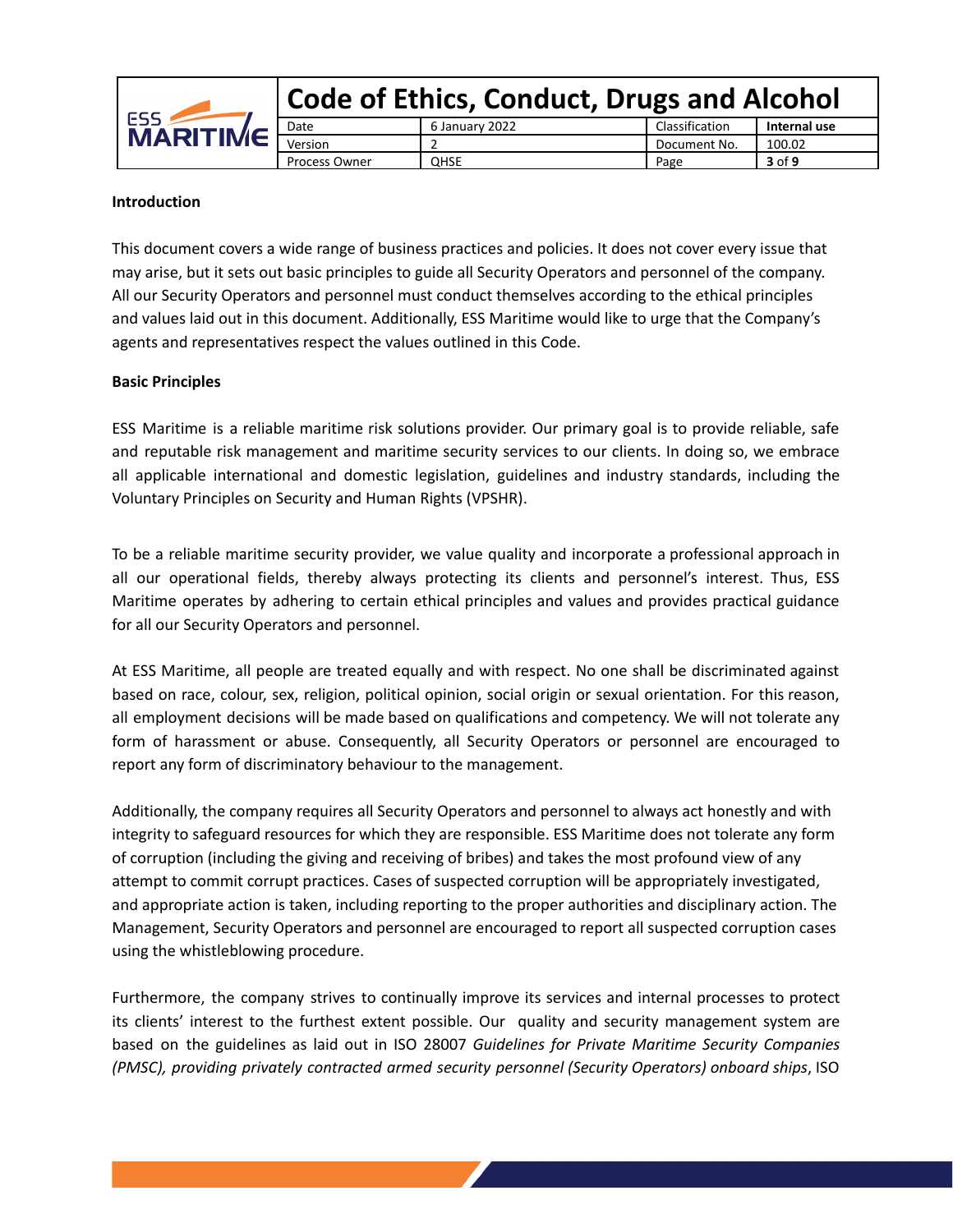**Introduction**

This document covers a wide range of business practices and policies. It does not cover every issue that may arise, but it sets out basic principles to guide all Security Operators and personnel of the company. All our Security Operators and personnel must conduct themselves according to the ethical principles and values laid out in this document. Additionally, ESS Maritime would like to urge that the Company's agents and representatives respect the values outlined in this Code.

**Basic Principles**

ESS Maritime is a reliable maritime risk solutions provider. Our primary goal is to provide reliable, safe and reputable risk management and maritime security services to our clients. In doing so, we embrace all applicable international and domestic legislation, guidelines and industry standards, including the Voluntary Principles on Security and Human Rights (VPSHR).

To be a reliable maritime security provider, we value quality and incorporate a professional approach in all our operational fields, thereby always protecting its clients and personnel's interest. Thus, ESS Maritime operates by adhering to certain ethical principles and values and provides practical guidance for all our Security Operators and personnel.

At ESS Maritime, all people are treated equally and with respect. No one shall be discriminated against based on race, colour, sex, religion, political opinion, social origin or sexual orientation. For this reason, all employment decisions will be made based on qualifications and competency. We will not tolerate any form of harassment or abuse. Consequently, all Security Operators or personnel are encouraged to report any form of discriminatory behaviour to the management.

Additionally, the company requires all Security Operators and personnel to always act honestly and with integrity to safeguard resources for which they are responsible. ESS Maritime does not tolerate any form of corruption (including the giving and receiving of bribes) and takes the most profound view of any attempt to commit corrupt practices. Cases of suspected corruption will be appropriately investigated, and appropriate action is taken, including reporting to the proper authorities and disciplinary action. The Management, Security Operators and personnel are encouraged to report all suspected corruption cases using the whistleblowing procedure.

Furthermore, the company strives to continually improve its services and internal processes to protect its clients' interest to the furthest extent possible. Our quality and security management system are based on the guidelines as laid out in ISO 28007 *Guidelines for Private Maritime Security Companies (PMSC), providing privately contracted armed security personnel (Security Operators) onboard ships*, ISO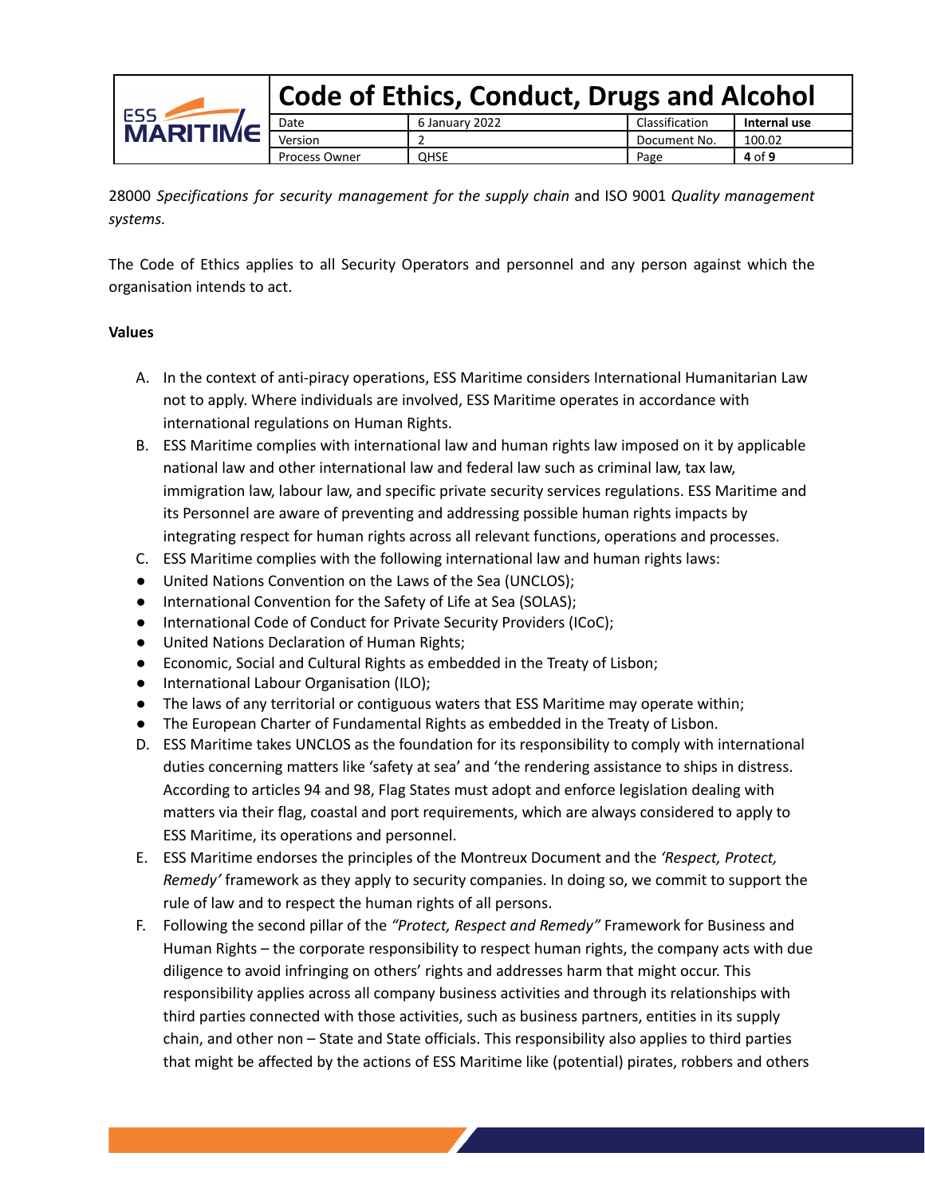28000 *Specifications for security management for the supply chain* and ISO 9001 *Quality management systems.*

The Code of Ethics applies to all Security Operators and personnel and any person against which the organisation intends to act.

**Values**

A. In the context of anti-piracy operations, ESS Maritime considers International Humanitarian Law not to apply. Where individuals are involved, ESS Maritime operates in accordance with international regulations on Human Rights.

B. ESS Maritime complies with international law and human rights law imposed on it by applicable national law and other international law and federal law such as criminal law, tax law, immigration law, labour law, and specific private security services regulations. ESS Maritime and its Personnel are aware of preventing and addressing possible human rights impacts by integrating respect for human rights across all relevant functions, operations and processes.

C. ESS Maritime complies with the following international law and human rights laws:

- United Nations Convention on the Laws of the Sea (UNCLOS);
- International Convention for the Safety of Life at Sea (SOLAS);
- International Code of Conduct for Private Security Providers (ICoC);
- United Nations Declaration of Human Rights;
- Economic, Social and Cultural Rights as embedded in the Treaty of Lisbon;
- International Labour Organisation (ILO);
- The laws of any territorial or contiguous waters that ESS Maritime may operate within;
- The European Charter of Fundamental Rights as embedded in the Treaty of Lisbon.

D. ESS Maritime takes UNCLOS as the foundation for its responsibility to comply with international duties concerning matters like 'safety at sea' and 'the rendering assistance to ships in distress. According to articles 94 and 98, Flag States must adopt and enforce legislation dealing with matters via their flag, coastal and port requirements, which are always considered to apply to ESS Maritime, its operations and personnel.

E. ESS Maritime endorses the principles of the Montreux Document and the *'Respect, Protect, Remedy'* framework as they apply to security companies. In doing so, we commit to support the rule of law and to respect the human rights of all persons.

F. Following the second pillar of the *"Protect, Respect and Remedy"* Framework for Business and Human Rights – the corporate responsibility to respect human rights, the company acts with due diligence to avoid infringing on others' rights and addresses harm that might occur. This responsibility applies across all company business activities and through its relationships with third parties connected with those activities, such as business partners, entities in its supply chain, and other non – State and State officials. This responsibility also applies to third parties that might be affected by the actions of ESS Maritime like (potential) pirates, robbers and others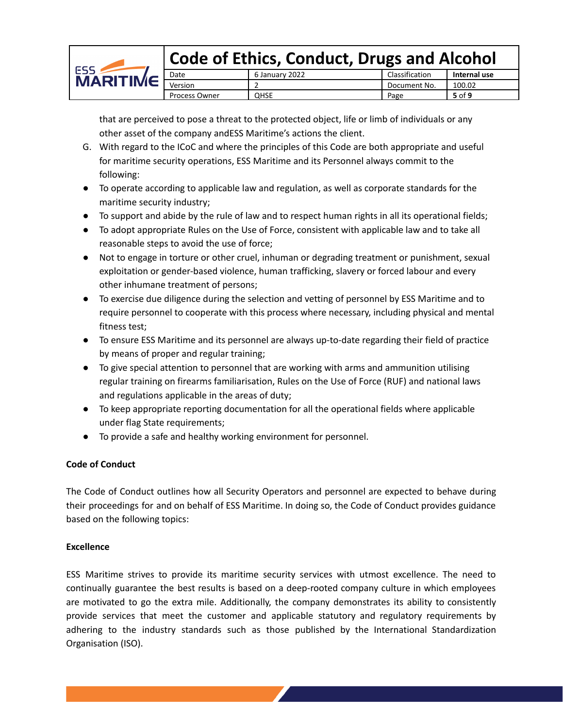that are perceived to pose a threat to the protected object, life or limb of individuals or any other asset of the company andESS Maritime's actions the client.

G. With regard to the ICoC and where the principles of this Code are both appropriate and useful for maritime security operations, ESS Maritime and its Personnel always commit to the following:

- To operate according to applicable law and regulation, as well as corporate standards for the maritime security industry;
- To support and abide by the rule of law and to respect human rights in all its operational fields;
- To adopt appropriate Rules on the Use of Force, consistent with applicable law and to take all reasonable steps to avoid the use of force;
- Not to engage in torture or other cruel, inhuman or degrading treatment or punishment, sexual exploitation or gender-based violence, human trafficking, slavery or forced labour and every other inhumane treatment of persons;
- To exercise due diligence during the selection and vetting of personnel by ESS Maritime and to require personnel to cooperate with this process where necessary, including physical and mental fitness test;
- To ensure ESS Maritime and its personnel are always up-to-date regarding their field of practice by means of proper and regular training;
- To give special attention to personnel that are working with arms and ammunition utilising regular training on firearms familiarisation, Rules on the Use of Force (RUF) and national laws and regulations applicable in the areas of duty;
- To keep appropriate reporting documentation for all the operational fields where applicable under flag State requirements;
- To provide a safe and healthy working environment for personnel.

**Code of Conduct**

The Code of Conduct outlines how all Security Operators and personnel are expected to behave during their proceedings for and on behalf of ESS Maritime. In doing so, the Code of Conduct provides guidance based on the following topics:

**Excellence**

ESS Maritime strives to provide its maritime security services with utmost excellence. The need to continually guarantee the best results is based on a deep-rooted company culture in which employees are motivated to go the extra mile. Additionally, the company demonstrates its ability to consistently provide services that meet the customer and applicable statutory and regulatory requirements by adhering to the industry standards such as those published by the International Standardization Organisation (ISO).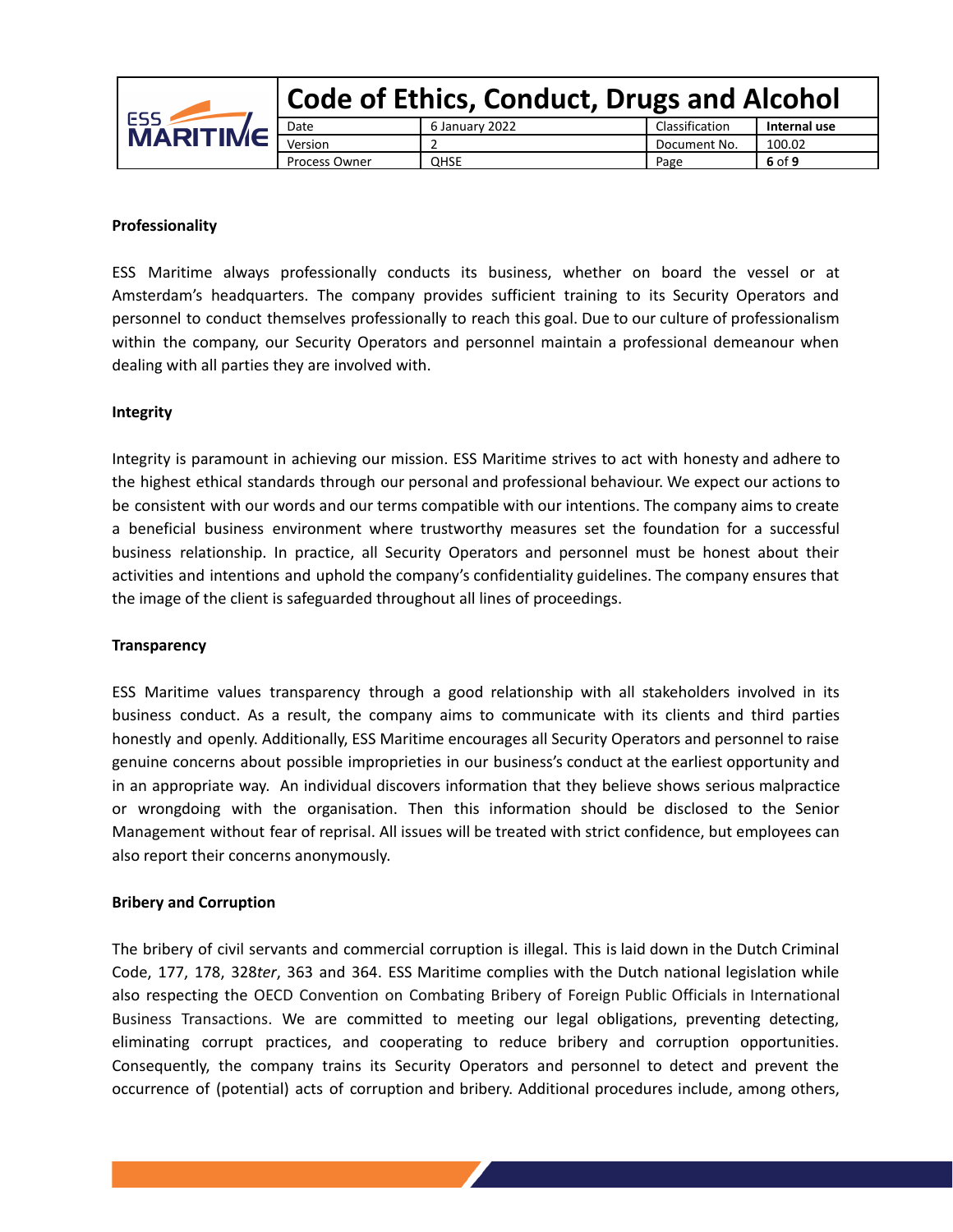**Professionality**

ESS Maritime always professionally conducts its business, whether on board the vessel or at Amsterdam's headquarters. The company provides sufficient training to its Security Operators and personnel to conduct themselves professionally to reach this goal. Due to our culture of professionalism within the company, our Security Operators and personnel maintain a professional demeanour when dealing with all parties they are involved with.

**Integrity**

Integrity is paramount in achieving our mission. ESS Maritime strives to act with honesty and adhere to the highest ethical standards through our personal and professional behaviour. We expect our actions to be consistent with our words and our terms compatible with our intentions. The company aims to create a beneficial business environment where trustworthy measures set the foundation for a successful business relationship. In practice, all Security Operators and personnel must be honest about their activities and intentions and uphold the company's confidentiality guidelines. The company ensures that the image of the client is safeguarded throughout all lines of proceedings.

**Transparency**

ESS Maritime values transparency through a good relationship with all stakeholders involved in its business conduct. As a result, the company aims to communicate with its clients and third parties honestly and openly. Additionally, ESS Maritime encourages all Security Operators and personnel to raise genuine concerns about possible improprieties in our business's conduct at the earliest opportunity and in an appropriate way. An individual discovers information that they believe shows serious malpractice or wrongdoing with the organisation. Then this information should be disclosed to the Senior Management without fear of reprisal. All issues will be treated with strict confidence, but employees can also report their concerns anonymously.

**Bribery and Corruption**

The bribery of civil servants and commercial corruption is illegal. This is laid down in the Dutch Criminal Code, 177, 178, 328*ter*, 363 and 364. ESS Maritime complies with the Dutch national legislation while also respecting the OECD Convention on Combating Bribery of Foreign Public Officials in International Business Transactions. We are committed to meeting our legal obligations, preventing detecting, eliminating corrupt practices, and cooperating to reduce bribery and corruption opportunities. Consequently, the company trains its Security Operators and personnel to detect and prevent the occurrence of (potential) acts of corruption and bribery. Additional procedures include, among others,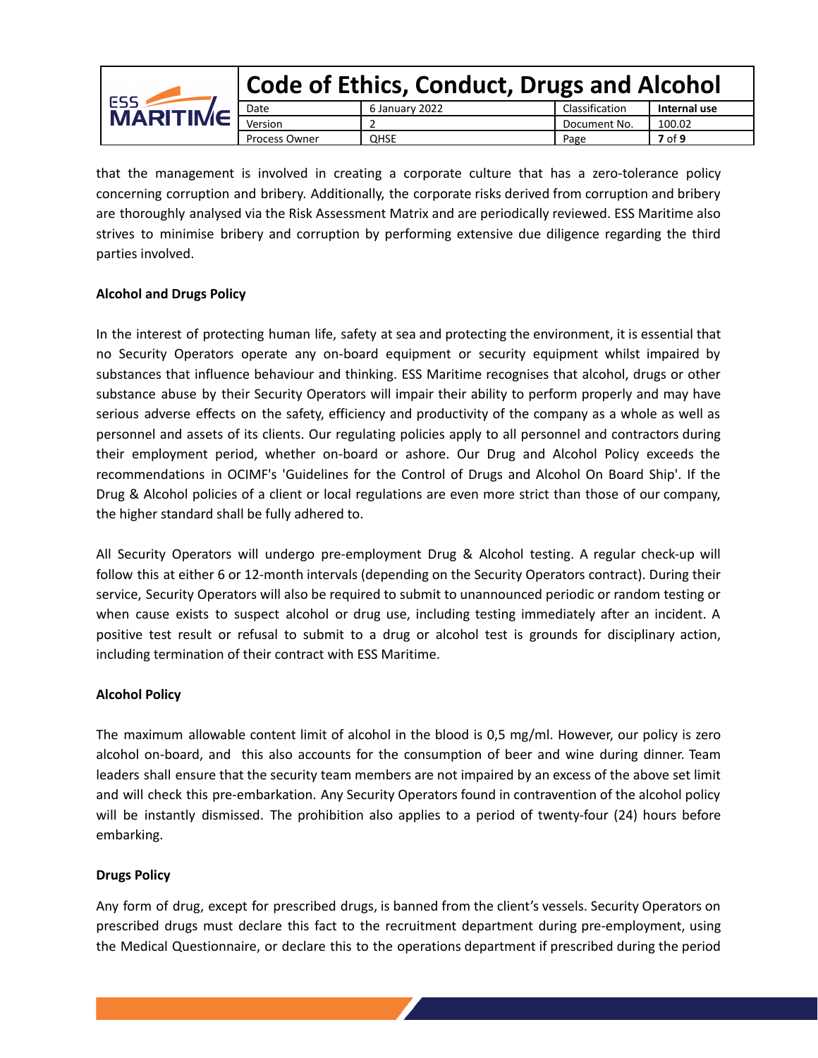that the management is involved in creating a corporate culture that has a zero-tolerance policy concerning corruption and bribery. Additionally, the corporate risks derived from corruption and bribery are thoroughly analysed via the Risk Assessment Matrix and are periodically reviewed. ESS Maritime also strives to minimise bribery and corruption by performing extensive due diligence regarding the third parties involved.

**Alcohol and Drugs Policy**

In the interest of protecting human life, safety at sea and protecting the environment, it is essential that no Security Operators operate any on-board equipment or security equipment whilst impaired by substances that influence behaviour and thinking. ESS Maritime recognises that alcohol, drugs or other substance abuse by their Security Operators will impair their ability to perform properly and may have serious adverse effects on the safety, efficiency and productivity of the company as a whole as well as personnel and assets of its clients. Our regulating policies apply to all personnel and contractors during their employment period, whether on-board or ashore. Our Drug and Alcohol Policy exceeds the recommendations in OCIMF's 'Guidelines for the Control of Drugs and Alcohol On Board Ship'. If the Drug & Alcohol policies of a client or local regulations are even more strict than those of our company, the higher standard shall be fully adhered to.

All Security Operators will undergo pre-employment Drug & Alcohol testing. A regular check-up will follow this at either 6 or 12-month intervals (depending on the Security Operators contract). During their service, Security Operators will also be required to submit to unannounced periodic or random testing or when cause exists to suspect alcohol or drug use, including testing immediately after an incident. A positive test result or refusal to submit to a drug or alcohol test is grounds for disciplinary action, including termination of their contract with ESS Maritime.

**Alcohol Policy**

The maximum allowable content limit of alcohol in the blood is 0,5 mg/ml. However, our policy is zero alcohol on-board, and this also accounts for the consumption of beer and wine during dinner. Team leaders shall ensure that the security team members are not impaired by an excess of the above set limit and will check this pre-embarkation. Any Security Operators found in contravention of the alcohol policy will be instantly dismissed. The prohibition also applies to a period of twenty-four (24) hours before embarking.

**Drugs Policy**

Any form of drug, except for prescribed drugs, is banned from the client's vessels. Security Operators on prescribed drugs must declare this fact to the recruitment department during pre-employment, using the Medical Questionnaire, or declare this to the operations department if prescribed during the period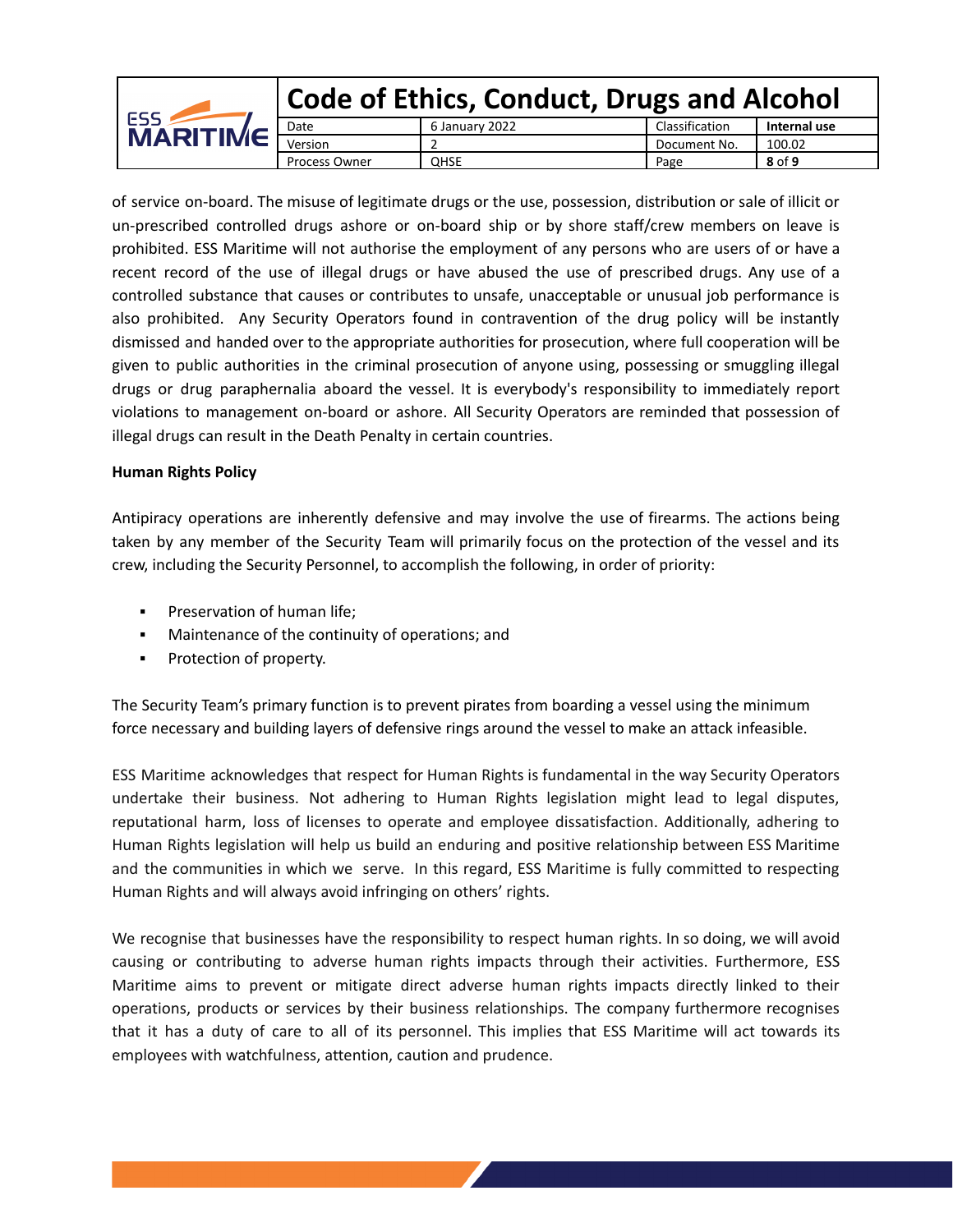of service on-board. The misuse of legitimate drugs or the use, possession, distribution or sale of illicit or un-prescribed controlled drugs ashore or on-board ship or by shore staff/crew members on leave is prohibited. ESS Maritime will not authorise the employment of any persons who are users of or have a recent record of the use of illegal drugs or have abused the use of prescribed drugs. Any use of a controlled substance that causes or contributes to unsafe, unacceptable or unusual job performance is also prohibited. Any Security Operators found in contravention of the drug policy will be instantly dismissed and handed over to the appropriate authorities for prosecution, where full cooperation will be given to public authorities in the criminal prosecution of anyone using, possessing or smuggling illegal drugs or drug paraphernalia aboard the vessel. It is everybody's responsibility to immediately report violations to management on-board or ashore. All Security Operators are reminded that possession of illegal drugs can result in the Death Penalty in certain countries.

**Human Rights Policy**

Antipiracy operations are inherently defensive and may involve the use of firearms. The actions being taken by any member of the Security Team will primarily focus on the protection of the vessel and its crew, including the Security Personnel, to accomplish the following, in order of priority:

- Preservation of human life;
- Maintenance of the continuity of operations; and
- Protection of property.

The Security Team's primary function is to prevent pirates from boarding a vessel using the minimum force necessary and building layers of defensive rings around the vessel to make an attack infeasible.

ESS Maritime acknowledges that respect for Human Rights is fundamental in the way Security Operators undertake their business. Not adhering to Human Rights legislation might lead to legal disputes, reputational harm, loss of licenses to operate and employee dissatisfaction. Additionally, adhering to Human Rights legislation will help us build an enduring and positive relationship between ESS Maritime and the communities in which we serve. In this regard, ESS Maritime is fully committed to respecting Human Rights and will always avoid infringing on others' rights.

We recognise that businesses have the responsibility to respect human rights. In so doing, we will avoid causing or contributing to adverse human rights impacts through their activities. Furthermore, ESS Maritime aims to prevent or mitigate direct adverse human rights impacts directly linked to their operations, products or services by their business relationships. The company furthermore recognises that it has a duty of care to all of its personnel. This implies that ESS Maritime will act towards its employees with watchfulness, attention, caution and prudence.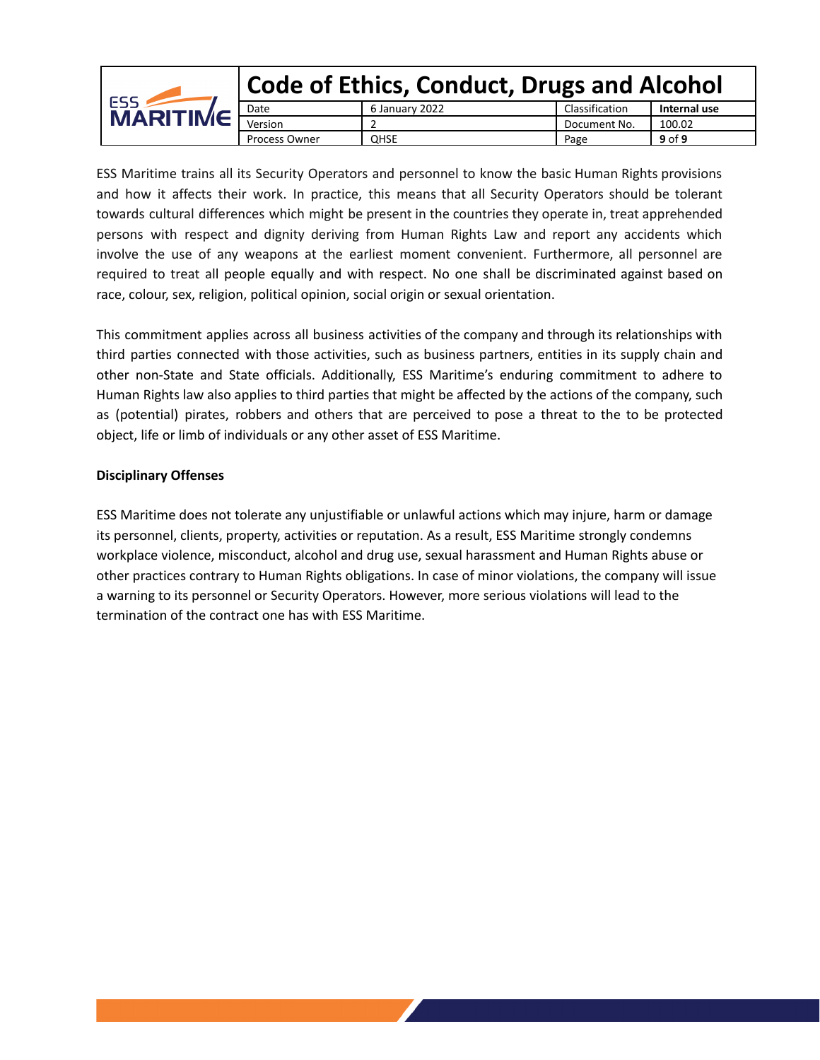ESS Maritime trains all its Security Operators and personnel to know the basic Human Rights provisions and how it affects their work. In practice, this means that all Security Operators should be tolerant towards cultural differences which might be present in the countries they operate in, treat apprehended persons with respect and dignity deriving from Human Rights Law and report any accidents which involve the use of any weapons at the earliest moment convenient. Furthermore, all personnel are required to treat all people equally and with respect. No one shall be discriminated against based on race, colour, sex, religion, political opinion, social origin or sexual orientation.

This commitment applies across all business activities of the company and through its relationships with third parties connected with those activities, such as business partners, entities in its supply chain and other non-State and State officials. Additionally, ESS Maritime's enduring commitment to adhere to Human Rights law also applies to third parties that might be affected by the actions of the company, such as (potential) pirates, robbers and others that are perceived to pose a threat to the to be protected object, life or limb of individuals or any other asset of ESS Maritime.

**Disciplinary Offenses**

ESS Maritime does not tolerate any unjustifiable or unlawful actions which may injure, harm or damage its personnel, clients, property, activities or reputation. As a result, ESS Maritime strongly condemns workplace violence, misconduct, alcohol and drug use, sexual harassment and Human Rights abuse or other practices contrary to Human Rights obligations. In case of minor violations, the company will issue a warning to its personnel or Security Operators. However, more serious violations will lead to the termination of the contract one has with ESS Maritime.